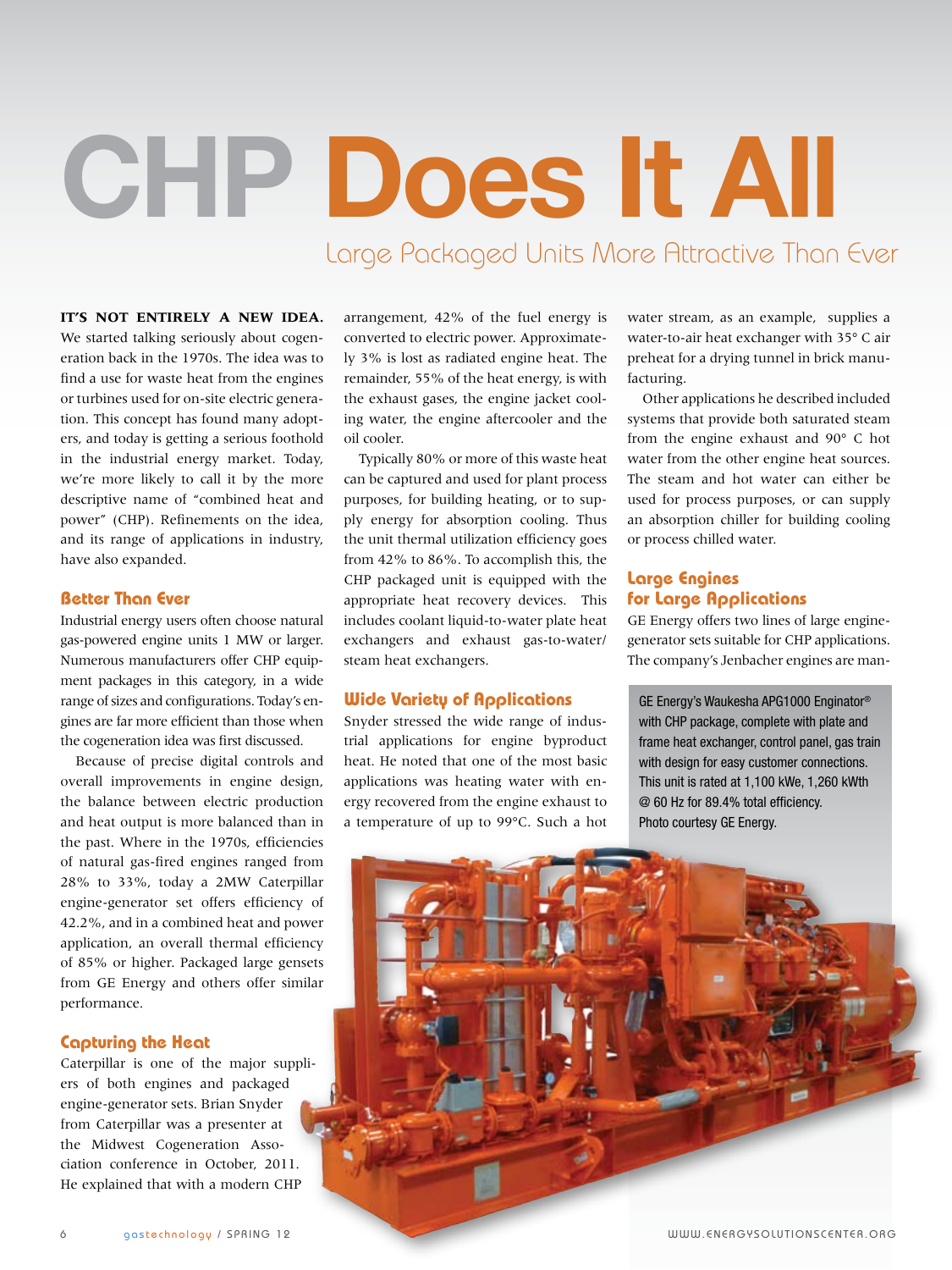# CHP Does It All

## Large Packaged Units More Attractive Than Ever

**IT'S NOT ENTIRELY A NEW IDEA.** We started talking seriously about cogeneration back in the 1970s. The idea was to find a use for waste heat from the engines or turbines used for on-site electric generation. This concept has found many adopters, and today is getting a serious foothold in the industrial energy market. Today, we're more likely to call it by the more descriptive name of "combined heat and power" (CHP). Refinements on the idea, and its range of applications in industry, have also expanded.

### Better Than Ever

Industrial energy users often choose natural gas-powered engine units 1 MW or larger. Numerous manufacturers offer CHP equipment packages in this category, in a wide range of sizes and configurations. Today's engines are far more efficient than those when the cogeneration idea was first discussed.

Because of precise digital controls and overall improvements in engine design, the balance between electric production and heat output is more balanced than in the past. Where in the 1970s, efficiencies of natural gas-fired engines ranged from 28% to 33%, today a 2MW Caterpillar engine-generator set offers efficiency of 42.2%, and in a combined heat and power application, an overall thermal efficiency of 85% or higher. Packaged large gensets from GE Energy and others offer similar performance.

### Capturing the Heat

Caterpillar is one of the major suppliers of both engines and packaged engine-generator sets. Brian Snyder from Caterpillar was a presenter at the Midwest Cogeneration Association conference in October, 2011. He explained that with a modern CHP arrangement, 42% of the fuel energy is converted to electric power. Approximately 3% is lost as radiated engine heat. The remainder, 55% of the heat energy, is with the exhaust gases, the engine jacket cooling water, the engine aftercooler and the oil cooler.

Typically 80% or more of this waste heat can be captured and used for plant process purposes, for building heating, or to supply energy for absorption cooling. Thus the unit thermal utilization efficiency goes from 42% to 86%. To accomplish this, the CHP packaged unit is equipped with the appropriate heat recovery devices. This includes coolant liquid-to-water plate heat exchangers and exhaust gas-to-water/steam heat exchangers.

### Wide Variety of Applications

Snyder stressed the wide range of industrial applications for engine byproduct heat. He noted that one of the most basic applications was heating water with energy recovered from the engine exhaust to a temperature of up to 99°C. Such a hot water stream, as an example, supplies a water-to-air heat exchanger with 35° C air preheat for a drying tunnel in brick manufacturing.

Other applications he described included systems that provide both saturated steam from the engine exhaust and 90° C hot water from the other engine heat sources. The steam and hot water can either be used for process purposes, or can supply an absorption chiller for building cooling or process chilled water.

### Large Engines for Large Applications

GE Energy offers two lines of large engine-generator sets suitable for CHP applications. The company's Jenbacher engines are man-

GE Energy's Waukesha APG1000 Enginator® with CHP package, complete with plate and frame heat exchanger, control panel, gas train with design for easy customer connections. This unit is rated at 1,100 kWe, 1,260 kWth @ 60 Hz for 89.4% total efficiency. Photo courtesy GE Energy.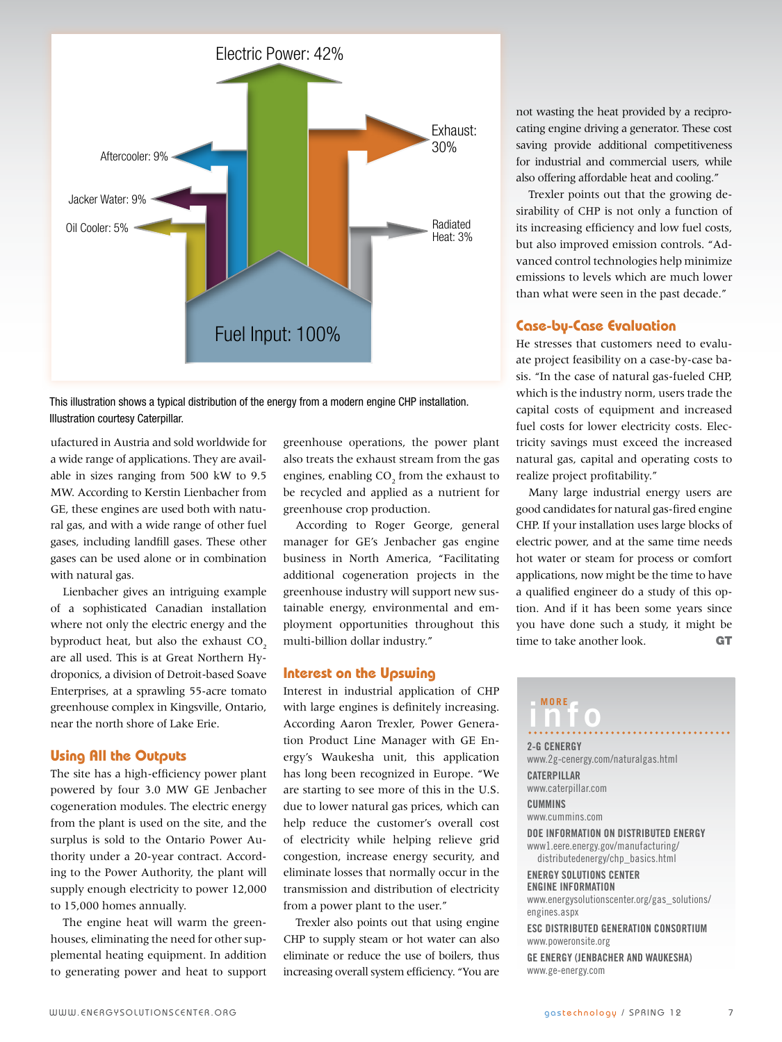Electric Power: 42%

Exhaust: 30%

Aftercooler: 9%

Jacker Water: 9%

Oil Cooler: 5%

Radiated Heat: 3%

Fuel Input: 100%

This illustration shows a typical distribution of the energy from a modern engine CHP installation. Illustration courtesy Caterpillar.

ufactured in Austria and sold worldwide for a wide range of applications. They are available in sizes ranging from 500 kW to 9.5 MW. According to Kerstin Lienbacher from GE, these engines are used both with natural gas, and with a wide range of other fuel gases, including landfill gases. These other gases can be used alone or in combination with natural gas.

Lienbacher gives an intriguing example of a sophisticated Canadian installation where not only the electric energy and the byproduct heat, but also the exhaust $CO_2$ are all used. This is at Great Northern Hydroponics, a division of Detroit-based Soave Enterprises, at a sprawling 55-acre tomato greenhouse complex in Kingsville, Ontario, near the north shore of Lake Erie.

## Using All the Outputs

The site has a high-efficiency power plant powered by four 3.0 MW GE Jenbacher cogeneration modules. The electric energy from the plant is used on the site, and the surplus is sold to the Ontario Power Authority under a 20-year contract. According to the Power Authority, the plant will supply enough electricity to power 12,000 to 15,000 homes annually.

The engine heat will warm the greenhouses, eliminating the need for other supplemental heating equipment. In addition to generating power and heat to support greenhouse operations, the power plant also treats the exhaust stream from the gas engines, enabling $CO_2$ from the exhaust to be recycled and applied as a nutrient for greenhouse crop production.

According to Roger George, general manager for GE's Jenbacher gas engine business in North America, "Facilitating additional cogeneration projects in the greenhouse industry will support new sustainable energy, environmental and employment opportunities throughout this multi-billion dollar industry."

## Interest on the Upswing

Interest in industrial application of CHP with large engines is definitely increasing. According Aaron Trexler, Power Generation Product Line Manager with GE Energy's Waukesha unit, this application has long been recognized in Europe. "We are starting to see more of this in the U.S. due to lower natural gas prices, which can help reduce the customer's overall cost of electricity while helping relieve grid congestion, increase energy security, and eliminate losses that normally occur in the transmission and distribution of electricity from a power plant to the user."

Trexler also points out that using engine CHP to supply steam or hot water can also eliminate or reduce the use of boilers, thus increasing overall system efficiency. "You are not wasting the heat provided by a reciprocating engine driving a generator. These cost saving provide additional competitiveness for industrial and commercial users, while also offering affordable heat and cooling."

Trexler points out that the growing desirability of CHP is not only a function of its increasing efficiency and low fuel costs, but also improved emission controls. "Advanced control technologies help minimize emissions to levels which are much lower than what were seen in the past decade."

## Case-by-Case Evaluation

He stresses that customers need to evaluate project feasibility on a case-by-case basis. "In the case of natural gas-fueled CHP, which is the industry norm, users trade the capital costs of equipment and increased fuel costs for lower electricity costs. Electricity savings must exceed the increased natural gas, capital and operating costs to realize project profitability."

Many large industrial energy users are good candidates for natural gas-fired engine CHP. If your installation uses large blocks of electric power, and at the same time needs hot water or steam for process or comfort applications, now might be the time to have a qualified engineer do a study of this option. And if it has been some years since you have done such a study, it might be time to take another look. **GT**

## MORE info

**2-G CENERGY**
www.2g-cenergy.com/naturalgas.html

**CATERPILLAR**
www.caterpillar.com

**CUMMINS**
www.cummins.com

**DOE INFORMATION ON DISTRIBUTED ENERGY**
www1.eere.energy.gov/manufacturing/distributedenergy/chp_basics.html

**ENERGY SOLUTIONS CENTER ENGINE INFORMATION**
www.energysolutionscenter.org/gas_solutions/engines.aspx

**ESC DISTRIBUTED GENERATION CONSORTIUM**
www.poweronsite.org

**GE ENERGY (JENBACHER AND WAUKESHA)**
www.ge-energy.com